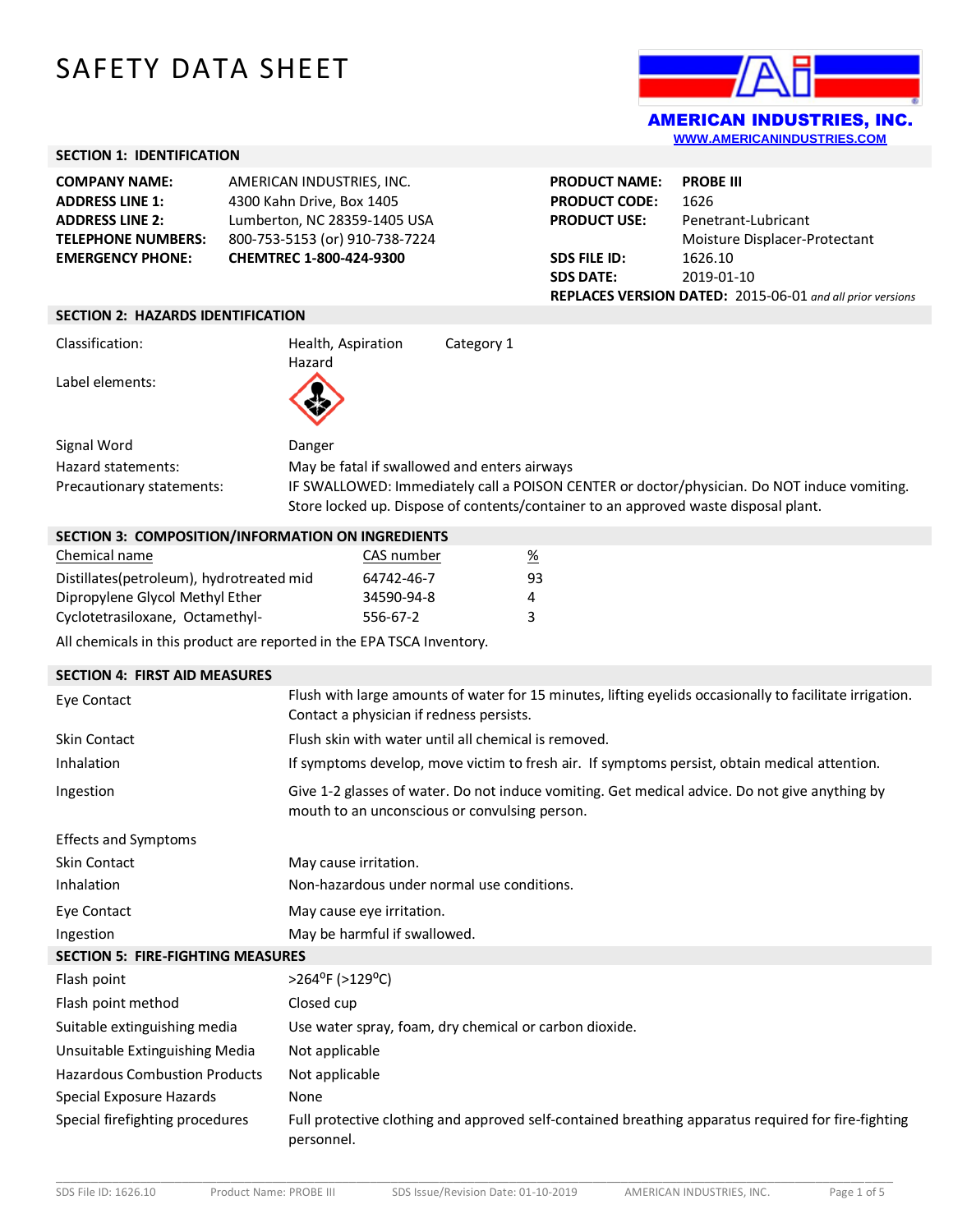# SAFETY DATA SHEET

AMERICAN INDUSTRIES, INC.
WWW.AMERICANINDUSTRIES.COM

## SECTION 1: IDENTIFICATION

| | |
|---|---|
| **COMPANY NAME:** | AMERICAN INDUSTRIES, INC. |
| **ADDRESS LINE 1:** | 4300 Kahn Drive, Box 1405 |
| **ADDRESS LINE 2:** | Lumberton, NC 28359-1405 USA |
| **TELEPHONE NUMBERS:** | 800-753-5153 (or) 910-738-7224 |
| **EMERGENCY PHONE:** | **CHEMTREC 1-800-424-9300** |

| | |
|---|---|
| **PRODUCT NAME:** | **PROBE III** |
| **PRODUCT CODE:** | 1626 |
| **PRODUCT USE:** | Penetrant-Lubricant<br>Moisture Displacer-Protectant |
| **SDS FILE ID:** | 1626.10 |
| **SDS DATE:** | 2019-01-10 |
| **REPLACES VERSION DATED:** | 2015-06-01 *and all prior versions* |

## SECTION 2: HAZARDS IDENTIFICATION

| | | |
|---|---|---|
| Classification: | Health, Aspiration Hazard | Category 1 |
| Label elements: | | |
| Signal Word | Danger | |
| Hazard statements: | May be fatal if swallowed and enters airways | |
| Precautionary statements: | IF SWALLOWED: Immediately call a POISON CENTER or doctor/physician. Do NOT induce vomiting. Store locked up. Dispose of contents/container to an approved waste disposal plant. | |

## SECTION 3: COMPOSITION/INFORMATION ON INGREDIENTS

| Chemical name | CAS number | % |
|---|---|---|
| Distillates(petroleum), hydrotreated mid | 64742-46-7 | 93 |
| Dipropylene Glycol Methyl Ether | 34590-94-8 | 4 |
| Cyclotetrasiloxane, Octamethyl- | 556-67-2 | 3 |

All chemicals in this product are reported in the EPA TSCA Inventory.

## SECTION 4: FIRST AID MEASURES

| | |
|---|---|
| Eye Contact | Flush with large amounts of water for 15 minutes, lifting eyelids occasionally to facilitate irrigation. Contact a physician if redness persists. |
| Skin Contact | Flush skin with water until all chemical is removed. |
| Inhalation | If symptoms develop, move victim to fresh air. If symptoms persist, obtain medical attention. |
| Ingestion | Give 1-2 glasses of water. Do not induce vomiting. Get medical advice. Do not give anything by mouth to an unconscious or convulsing person. |

Effects and Symptoms

| | |
|---|---|
| Skin Contact | May cause irritation. |
| Inhalation | Non-hazardous under normal use conditions. |
| Eye Contact | May cause eye irritation. |
| Ingestion | May be harmful if swallowed. |

## SECTION 5: FIRE-FIGHTING MEASURES

| | |
|---|---|
| Flash point | >264°F (>129°C) |
| Flash point method | Closed cup |
| Suitable extinguishing media | Use water spray, foam, dry chemical or carbon dioxide. |
| Unsuitable Extinguishing Media | Not applicable |
| Hazardous Combustion Products | Not applicable |
| Special Exposure Hazards | None |
| Special firefighting procedures | Full protective clothing and approved self-contained breathing apparatus required for fire-fighting personnel. |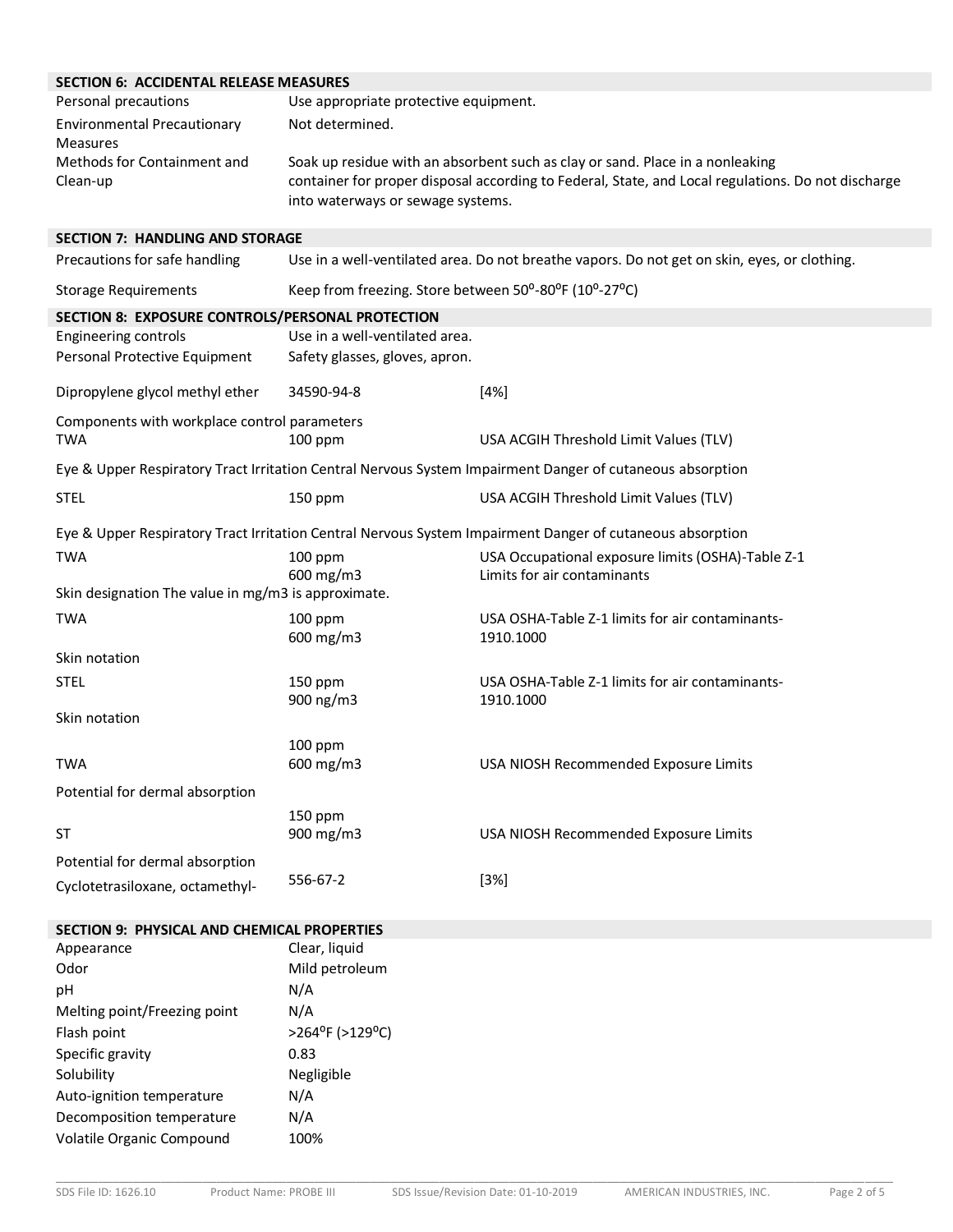## SECTION 6: ACCIDENTAL RELEASE MEASURES

| | |
|---|---|
| Personal precautions | Use appropriate protective equipment. |
| Environmental Precautionary Measures | Not determined. |
| Methods for Containment and Clean-up | Soak up residue with an absorbent such as clay or sand. Place in a nonleaking container for proper disposal according to Federal, State, and Local regulations. Do not discharge into waterways or sewage systems. |

## SECTION 7: HANDLING AND STORAGE

| | |
|---|---|
| Precautions for safe handling | Use in a well-ventilated area. Do not breathe vapors. Do not get on skin, eyes, or clothing. |
| Storage Requirements | Keep from freezing. Store between 50°-80°F (10°-27°C) |

## SECTION 8: EXPOSURE CONTROLS/PERSONAL PROTECTION

| | |
|---|---|
| Engineering controls | Use in a well-ventilated area. |
| Personal Protective Equipment | Safety glasses, gloves, apron. |

| | | |
|---|---|---|
| Dipropylene glycol methyl ether | 34590-94-8 | [4%] |

Components with workplace control parameters

| | | |
|---|---|---|
| TWA | 100 ppm | USA ACGIH Threshold Limit Values (TLV) |

Eye & Upper Respiratory Tract Irritation Central Nervous System Impairment Danger of cutaneous absorption

| | | |
|---|---|---|
| STEL | 150 ppm | USA ACGIH Threshold Limit Values (TLV) |

Eye & Upper Respiratory Tract Irritation Central Nervous System Impairment Danger of cutaneous absorption

| | | |
|---|---|---|
| TWA | 100 ppm<br>600 mg/m3 | USA Occupational exposure limits (OSHA)-Table Z-1 Limits for air contaminants |

Skin designation The value in mg/m3 is approximate.

| | | |
|---|---|---|
| TWA | 100 ppm<br>600 mg/m3 | USA OSHA-Table Z-1 limits for air contaminants-1910.1000 |

Skin notation

| | | |
|---|---|---|
| STEL | 150 ppm<br>900 ng/m3 | USA OSHA-Table Z-1 limits for air contaminants-1910.1000 |

Skin notation

| | | |
|---|---|---|
| TWA | 100 ppm<br>600 mg/m3 | USA NIOSH Recommended Exposure Limits |

Potential for dermal absorption

| | | |
|---|---|---|
| ST | 150 ppm<br>900 mg/m3 | USA NIOSH Recommended Exposure Limits |

Potential for dermal absorption

| | | |
|---|---|---|
| Cyclotetrasiloxane, octamethyl- | 556-67-2 | [3%] |

## SECTION 9: PHYSICAL AND CHEMICAL PROPERTIES

| | |
|---|---|
| Appearance | Clear, liquid |
| Odor | Mild petroleum |
| pH | N/A |
| Melting point/Freezing point | N/A |
| Flash point | >264°F (>129°C) |
| Specific gravity | 0.83 |
| Solubility | Negligible |
| Auto-ignition temperature | N/A |
| Decomposition temperature | N/A |
| Volatile Organic Compound | 100% |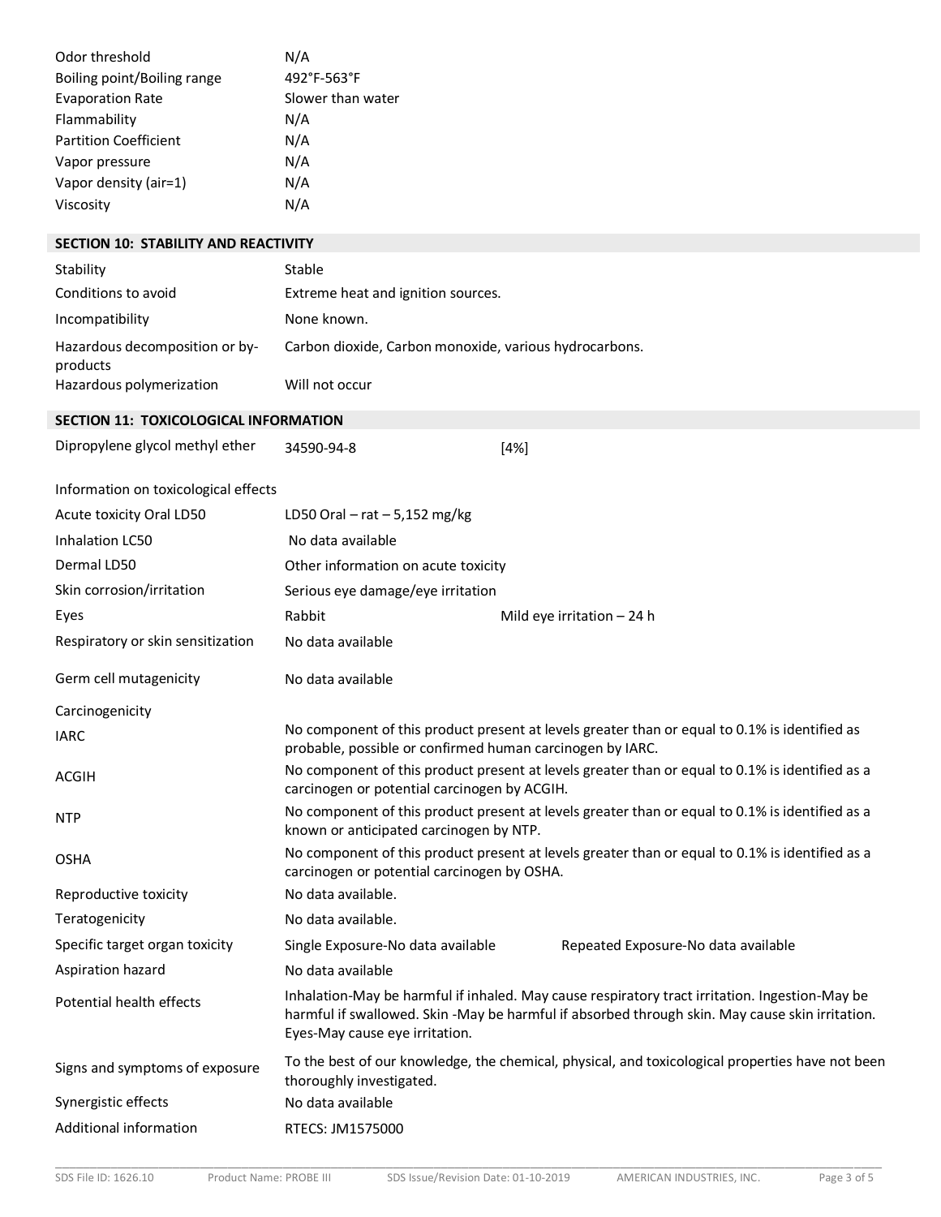| | |
|---|---|
| Odor threshold | N/A |
| Boiling point/Boiling range | 492°F-563°F |
| Evaporation Rate | Slower than water |
| Flammability | N/A |
| Partition Coefficient | N/A |
| Vapor pressure | N/A |
| Vapor density (air=1) | N/A |
| Viscosity | N/A |

## SECTION 10: STABILITY AND REACTIVITY

| | |
|---|---|
| Stability | Stable |
| Conditions to avoid | Extreme heat and ignition sources. |
| Incompatibility | None known. |
| Hazardous decomposition or by-products | Carbon dioxide, Carbon monoxide, various hydrocarbons. |
| Hazardous polymerization | Will not occur |

## SECTION 11: TOXICOLOGICAL INFORMATION

| | | |
|---|---|---|
| Dipropylene glycol methyl ether | 34590-94-8 | [4%] |

Information on toxicological effects

| | | |
|---|---|---|
| Acute toxicity Oral LD50 | LD50 Oral – rat – 5,152 mg/kg | |
| Inhalation LC50 | No data available | |
| Dermal LD50 | Other information on acute toxicity | |
| Skin corrosion/irritation | Serious eye damage/eye irritation | |
| Eyes | Rabbit | Mild eye irritation – 24 h |
| Respiratory or skin sensitization | No data available | |
| Germ cell mutagenicity | No data available | |
| Carcinogenicity | | |
| IARC | No component of this product present at levels greater than or equal to 0.1% is identified as probable, possible or confirmed human carcinogen by IARC. | |
| ACGIH | No component of this product present at levels greater than or equal to 0.1% is identified as a carcinogen or potential carcinogen by ACGIH. | |
| NTP | No component of this product present at levels greater than or equal to 0.1% is identified as a known or anticipated carcinogen by NTP. | |
| OSHA | No component of this product present at levels greater than or equal to 0.1% is identified as a carcinogen or potential carcinogen by OSHA. | |
| Reproductive toxicity | No data available. | |
| Teratogenicity | No data available. | |
| Specific target organ toxicity | Single Exposure-No data available | Repeated Exposure-No data available |
| Aspiration hazard | No data available | |
| Potential health effects | Inhalation-May be harmful if inhaled. May cause respiratory tract irritation. Ingestion-May be harmful if swallowed. Skin -May be harmful if absorbed through skin. May cause skin irritation. Eyes-May cause eye irritation. | |
| Signs and symptoms of exposure | To the best of our knowledge, the chemical, physical, and toxicological properties have not been thoroughly investigated. | |
| Synergistic effects | No data available | |
| Additional information | RTECS: JM1575000 | |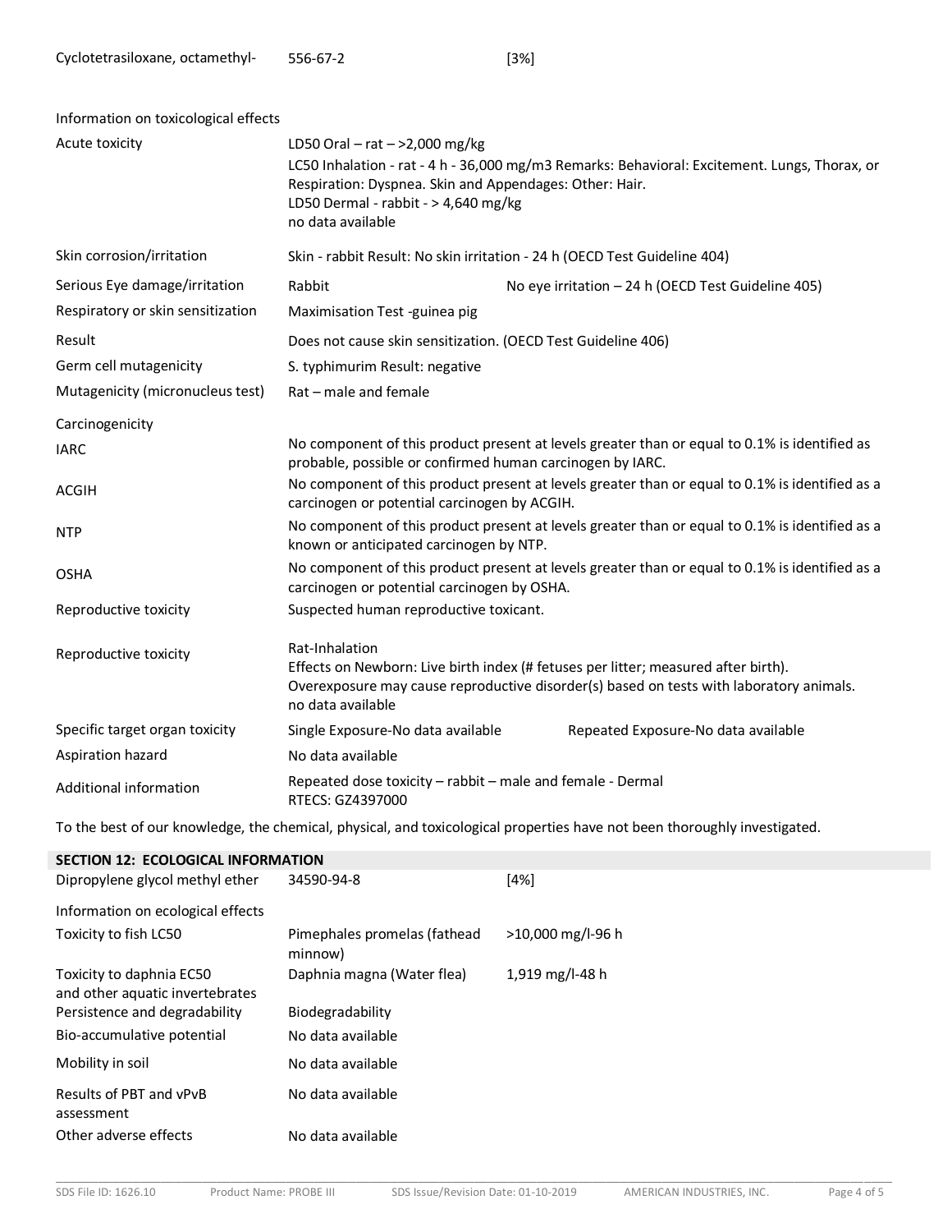| | | |
|---|---|---|
| Cyclotetrasiloxane, octamethyl- | 556-67-2 | [3%] |

| | | |
|---|---|---|
| Information on toxicological effects | | |
| Acute toxicity | LD50 Oral – rat – >2,000 mg/kg<br>LC50 Inhalation - rat - 4 h - 36,000 mg/m3 Remarks: Behavioral: Excitement. Lungs, Thorax, or Respiration: Dyspnea. Skin and Appendages: Other: Hair.<br>LD50 Dermal - rabbit - > 4,640 mg/kg<br>no data available | |
| Skin corrosion/irritation | Skin - rabbit Result: No skin irritation - 24 h (OECD Test Guideline 404) | |
| Serious Eye damage/irritation | Rabbit | No eye irritation – 24 h (OECD Test Guideline 405) |
| Respiratory or skin sensitization | Maximisation Test -guinea pig | |
| Result | Does not cause skin sensitization. (OECD Test Guideline 406) | |
| Germ cell mutagenicity | S. typhimurim Result: negative | |
| Mutagenicity (micronucleus test) | Rat – male and female | |
| Carcinogenicity | | |
| IARC | No component of this product present at levels greater than or equal to 0.1% is identified as probable, possible or confirmed human carcinogen by IARC. | |
| ACGIH | No component of this product present at levels greater than or equal to 0.1% is identified as a carcinogen or potential carcinogen by ACGIH. | |
| NTP | No component of this product present at levels greater than or equal to 0.1% is identified as a known or anticipated carcinogen by NTP. | |
| OSHA | No component of this product present at levels greater than or equal to 0.1% is identified as a carcinogen or potential carcinogen by OSHA. | |
| Reproductive toxicity | Suspected human reproductive toxicant. | |
| Reproductive toxicity | Rat-Inhalation<br>Effects on Newborn: Live birth index (# fetuses per litter; measured after birth).<br>Overexposure may cause reproductive disorder(s) based on tests with laboratory animals.<br>no data available | |
| Specific target organ toxicity | Single Exposure-No data available | Repeated Exposure-No data available |
| Aspiration hazard | No data available | |
| Additional information | Repeated dose toxicity – rabbit – male and female - Dermal<br>RTECS: GZ4397000 | |

To the best of our knowledge, the chemical, physical, and toxicological properties have not been thoroughly investigated.

## SECTION 12: ECOLOGICAL INFORMATION

| | | |
|---|---|---|
| Dipropylene glycol methyl ether | 34590-94-8 | [4%] |
| Information on ecological effects | | |
| Toxicity to fish LC50 | Pimephales promelas (fathead minnow) | >10,000 mg/l-96 h |
| Toxicity to daphnia EC50 and other aquatic invertebrates | Daphnia magna (Water flea) | 1,919 mg/l-48 h |
| Persistence and degradability | Biodegradability | |
| Bio-accumulative potential | No data available | |
| Mobility in soil | No data available | |
| Results of PBT and vPvB assessment | No data available | |
| Other adverse effects | No data available | |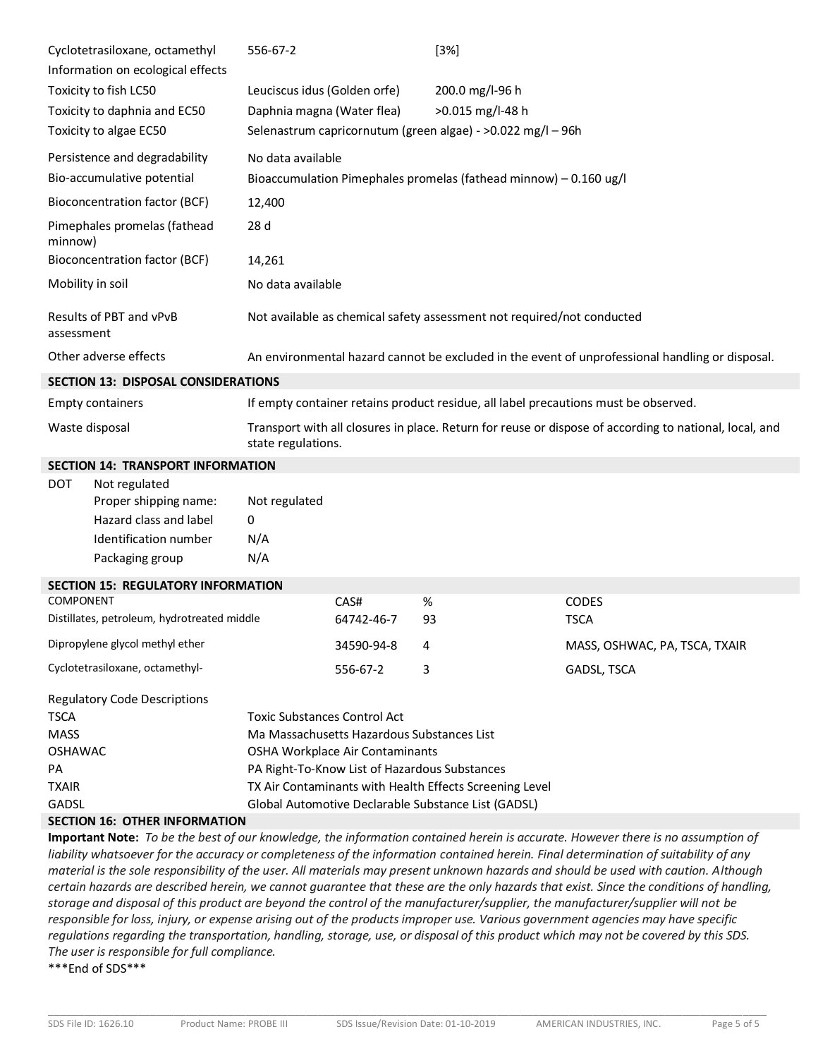| | | |
|---|---|---|
| Cyclotetrasiloxane, octamethyl | 556-67-2 | [3%] |
| Information on ecological effects | | |
| Toxicity to fish LC50 | Leuciscus idus (Golden orfe) | 200.0 mg/l-96 h |
| Toxicity to daphnia and EC50 | Daphnia magna (Water flea) | >0.015 mg/l-48 h |
| Toxicity to algae EC50 | Selenastrum capricornutum (green algae) - >0.022 mg/l – 96h | |
| Persistence and degradability | No data available | |
| Bio-accumulative potential | Bioaccumulation Pimephales promelas (fathead minnow) – 0.160 ug/l | |
| Bioconcentration factor (BCF) | 12,400 | |
| Pimephales promelas (fathead minnow) | 28 d | |
| Bioconcentration factor (BCF) | 14,261 | |
| Mobility in soil | No data available | |
| Results of PBT and vPvB assessment | Not available as chemical safety assessment not required/not conducted | |
| Other adverse effects | An environmental hazard cannot be excluded in the event of unprofessional handling or disposal. | |

## SECTION 13: DISPOSAL CONSIDERATIONS

| | |
|---|---|
| Empty containers | If empty container retains product residue, all label precautions must be observed. |
| Waste disposal | Transport with all closures in place. Return for reuse or dispose of according to national, local, and state regulations. |

## SECTION 14: TRANSPORT INFORMATION

DOT Not regulated

| | |
|---|---|
| Proper shipping name: | Not regulated |
| Hazard class and label | 0 |
| Identification number | N/A |
| Packaging group | N/A |

## SECTION 15: REGULATORY INFORMATION

| COMPONENT | CAS# | % | CODES |
|---|---|---|---|
| Distillates, petroleum, hydrotreated middle | 64742-46-7 | 93 | TSCA |
| Dipropylene glycol methyl ether | 34590-94-8 | 4 | MASS, OSHWAC, PA, TSCA, TXAIR |
| Cyclotetrasiloxane, octamethyl- | 556-67-2 | 3 | GADSL, TSCA |

Regulatory Code Descriptions

| | |
|---|---|
| TSCA | Toxic Substances Control Act |
| MASS | Ma Massachusetts Hazardous Substances List |
| OSHAWAC | OSHA Workplace Air Contaminants |
| PA | PA Right-To-Know List of Hazardous Substances |
| TXAIR | TX Air Contaminants with Health Effects Screening Level |
| GADSL | Global Automotive Declarable Substance List (GADSL) |

## SECTION 16: OTHER INFORMATION

**Important Note:** *To be the best of our knowledge, the information contained herein is accurate. However there is no assumption of liability whatsoever for the accuracy or completeness of the information contained herein. Final determination of suitability of any material is the sole responsibility of the user. All materials may present unknown hazards and should be used with caution. Although certain hazards are described herein, we cannot guarantee that these are the only hazards that exist. Since the conditions of handling, storage and disposal of this product are beyond the control of the manufacturer/supplier, the manufacturer/supplier will not be responsible for loss, injury, or expense arising out of the products improper use. Various government agencies may have specific regulations regarding the transportation, handling, storage, use, or disposal of this product which may not be covered by this SDS. The user is responsible for full compliance.*

***End of SDS***